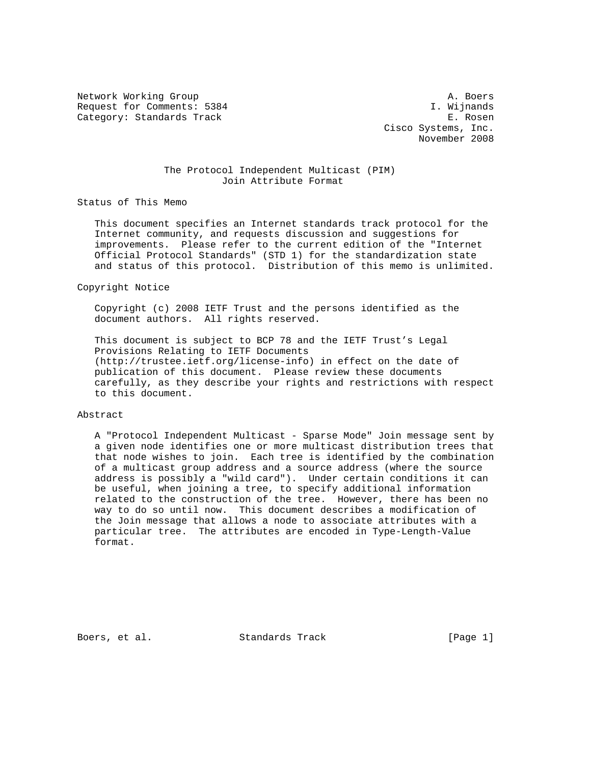Network Working Group A. Boers
Request for Comments: 5384 I. Wijnands
Category: Standards Track E. Rosen
Cisco Systems, Inc.
November 2008

# The Protocol Independent Multicast (PIM) Join Attribute Format

## Status of This Memo

This document specifies an Internet standards track protocol for the Internet community, and requests discussion and suggestions for improvements. Please refer to the current edition of the "Internet Official Protocol Standards" (STD 1) for the standardization state and status of this protocol. Distribution of this memo is unlimited.

## Copyright Notice

Copyright (c) 2008 IETF Trust and the persons identified as the document authors. All rights reserved.

This document is subject to BCP 78 and the IETF Trust's Legal Provisions Relating to IETF Documents (http://trustee.ietf.org/license-info) in effect on the date of publication of this document. Please review these documents carefully, as they describe your rights and restrictions with respect to this document.

## Abstract

A "Protocol Independent Multicast - Sparse Mode" Join message sent by a given node identifies one or more multicast distribution trees that that node wishes to join. Each tree is identified by the combination of a multicast group address and a source address (where the source address is possibly a "wild card"). Under certain conditions it can be useful, when joining a tree, to specify additional information related to the construction of the tree. However, there has been no way to do so until now. This document describes a modification of the Join message that allows a node to associate attributes with a particular tree. The attributes are encoded in Type-Length-Value format.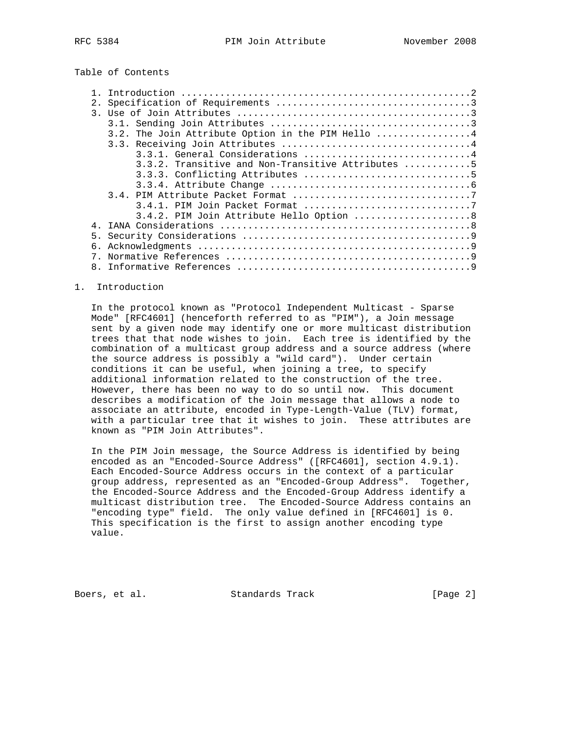Table of Contents

```
   1. Introduction ....................................................2
   2. Specification of Requirements ...................................3
   3. Use of Join Attributes ..........................................3
      3.1. Sending Join Attributes ....................................3
      3.2. The Join Attribute Option in the PIM Hello .................4
      3.3. Receiving Join Attributes ..................................4
           3.3.1. General Considerations ..............................4
           3.3.2. Transitive and Non-Transitive Attributes ............5
           3.3.3. Conflicting Attributes ..............................5
           3.3.4. Attribute Change ....................................6
      3.4. PIM Attribute Packet Format ................................7
           3.4.1. PIM Join Packet Format ..............................7
           3.4.2. PIM Join Attribute Hello Option .....................8
   4. IANA Considerations .............................................8
   5. Security Considerations .........................................9
   6. Acknowledgments .................................................9
   7. Normative References ............................................9
   8. Informative References ..........................................9
```

## 1. Introduction

In the protocol known as "Protocol Independent Multicast - Sparse Mode" [RFC4601] (henceforth referred to as "PIM"), a Join message sent by a given node may identify one or more multicast distribution trees that that node wishes to join. Each tree is identified by the combination of a multicast group address and a source address (where the source address is possibly a "wild card"). Under certain conditions it can be useful, when joining a tree, to specify additional information related to the construction of the tree. However, there has been no way to do so until now. This document describes a modification of the Join message that allows a node to associate an attribute, encoded in Type-Length-Value (TLV) format, with a particular tree that it wishes to join. These attributes are known as "PIM Join Attributes".

In the PIM Join message, the Source Address is identified by being encoded as an "Encoded-Source Address" ([RFC4601], section 4.9.1). Each Encoded-Source Address occurs in the context of a particular group address, represented as an "Encoded-Group Address". Together, the Encoded-Source Address and the Encoded-Group Address identify a multicast distribution tree. The Encoded-Source Address contains an "encoding type" field. The only value defined in [RFC4601] is 0. This specification is the first to assign another encoding type value.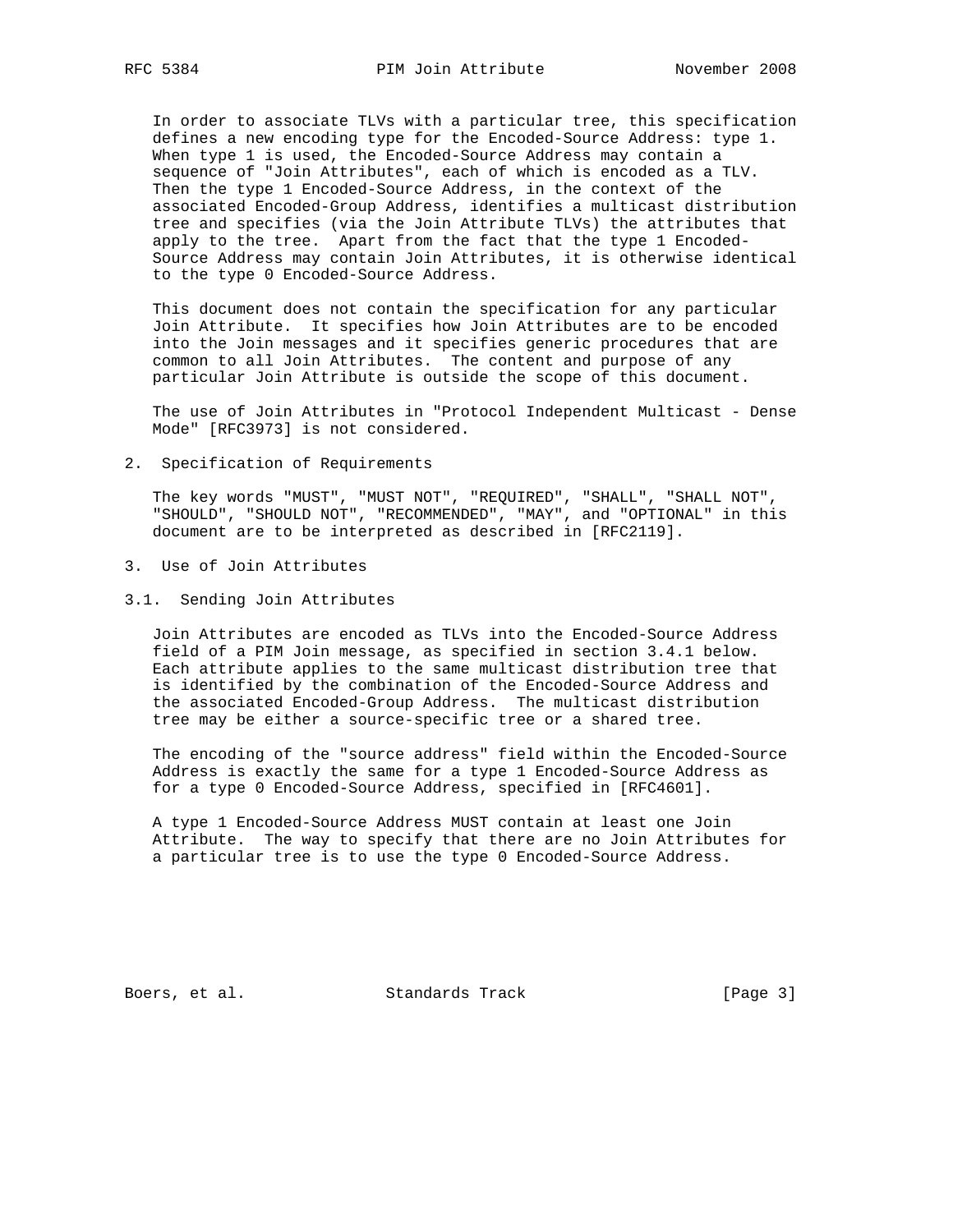In order to associate TLVs with a particular tree, this specification defines a new encoding type for the Encoded-Source Address: type 1. When type 1 is used, the Encoded-Source Address may contain a sequence of "Join Attributes", each of which is encoded as a TLV. Then the type 1 Encoded-Source Address, in the context of the associated Encoded-Group Address, identifies a multicast distribution tree and specifies (via the Join Attribute TLVs) the attributes that apply to the tree. Apart from the fact that the type 1 Encoded-Source Address may contain Join Attributes, it is otherwise identical to the type 0 Encoded-Source Address.

This document does not contain the specification for any particular Join Attribute. It specifies how Join Attributes are to be encoded into the Join messages and it specifies generic procedures that are common to all Join Attributes. The content and purpose of any particular Join Attribute is outside the scope of this document.

The use of Join Attributes in "Protocol Independent Multicast - Dense Mode" [RFC3973] is not considered.

## 2. Specification of Requirements

The key words "MUST", "MUST NOT", "REQUIRED", "SHALL", "SHALL NOT", "SHOULD", "SHOULD NOT", "RECOMMENDED", "MAY", and "OPTIONAL" in this document are to be interpreted as described in [RFC2119].

## 3. Use of Join Attributes

### 3.1. Sending Join Attributes

Join Attributes are encoded as TLVs into the Encoded-Source Address field of a PIM Join message, as specified in section 3.4.1 below. Each attribute applies to the same multicast distribution tree that is identified by the combination of the Encoded-Source Address and the associated Encoded-Group Address. The multicast distribution tree may be either a source-specific tree or a shared tree.

The encoding of the "source address" field within the Encoded-Source Address is exactly the same for a type 1 Encoded-Source Address as for a type 0 Encoded-Source Address, specified in [RFC4601].

A type 1 Encoded-Source Address MUST contain at least one Join Attribute. The way to specify that there are no Join Attributes for a particular tree is to use the type 0 Encoded-Source Address.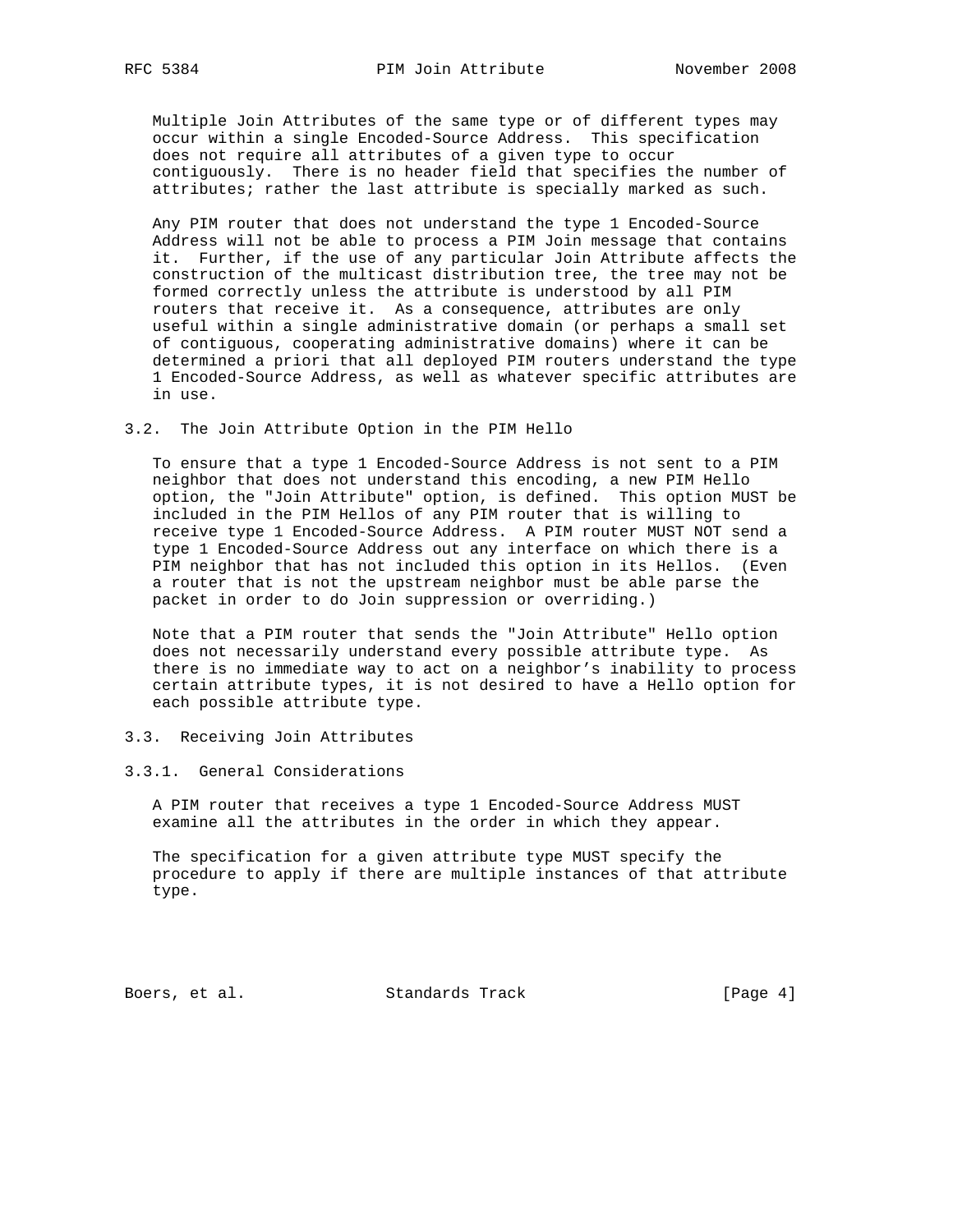Multiple Join Attributes of the same type or of different types may occur within a single Encoded-Source Address. This specification does not require all attributes of a given type to occur contiguously. There is no header field that specifies the number of attributes; rather the last attribute is specially marked as such.

Any PIM router that does not understand the type 1 Encoded-Source Address will not be able to process a PIM Join message that contains it. Further, if the use of any particular Join Attribute affects the construction of the multicast distribution tree, the tree may not be formed correctly unless the attribute is understood by all PIM routers that receive it. As a consequence, attributes are only useful within a single administrative domain (or perhaps a small set of contiguous, cooperating administrative domains) where it can be determined a priori that all deployed PIM routers understand the type 1 Encoded-Source Address, as well as whatever specific attributes are in use.

### 3.2. The Join Attribute Option in the PIM Hello

To ensure that a type 1 Encoded-Source Address is not sent to a PIM neighbor that does not understand this encoding, a new PIM Hello option, the "Join Attribute" option, is defined. This option MUST be included in the PIM Hellos of any PIM router that is willing to receive type 1 Encoded-Source Address. A PIM router MUST NOT send a type 1 Encoded-Source Address out any interface on which there is a PIM neighbor that has not included this option in its Hellos. (Even a router that is not the upstream neighbor must be able parse the packet in order to do Join suppression or overriding.)

Note that a PIM router that sends the "Join Attribute" Hello option does not necessarily understand every possible attribute type. As there is no immediate way to act on a neighbor's inability to process certain attribute types, it is not desired to have a Hello option for each possible attribute type.

### 3.3. Receiving Join Attributes

#### 3.3.1. General Considerations

A PIM router that receives a type 1 Encoded-Source Address MUST examine all the attributes in the order in which they appear.

The specification for a given attribute type MUST specify the procedure to apply if there are multiple instances of that attribute type.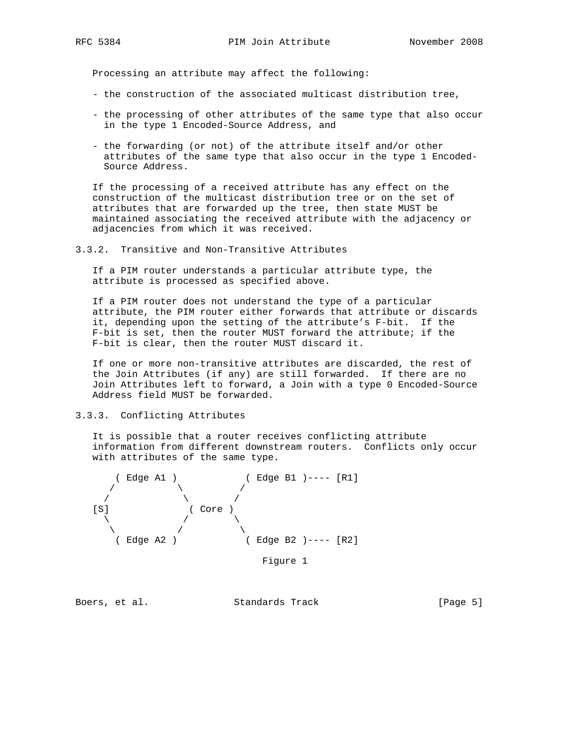Processing an attribute may affect the following:

- the construction of the associated multicast distribution tree,
- the processing of other attributes of the same type that also occur in the type 1 Encoded-Source Address, and
- the forwarding (or not) of the attribute itself and/or other attributes of the same type that also occur in the type 1 Encoded-Source Address.

If the processing of a received attribute has any effect on the construction of the multicast distribution tree or on the set of attributes that are forwarded up the tree, then state MUST be maintained associating the received attribute with the adjacency or adjacencies from which it was received.

### 3.3.2. Transitive and Non-Transitive Attributes

If a PIM router understands a particular attribute type, the attribute is processed as specified above.

If a PIM router does not understand the type of a particular attribute, the PIM router either forwards that attribute or discards it, depending upon the setting of the attribute's F-bit. If the F-bit is set, then the router MUST forward the attribute; if the F-bit is clear, then the router MUST discard it.

If one or more non-transitive attributes are discarded, the rest of the Join Attributes (if any) are still forwarded. If there are no Join Attributes left to forward, a Join with a type 0 Encoded-Source Address field MUST be forwarded.

### 3.3.3. Conflicting Attributes

It is possible that a router receives conflicting attribute information from different downstream routers. Conflicts only occur with attributes of the same type.

```
     ( Edge A1 )            ( Edge B1 )---- [R1]
    /          \           /
   /            \         /
[S]              ( Core )
   \            /         \
    \          /           \
     ( Edge A2 )            ( Edge B2 )---- [R2]
```

Figure 1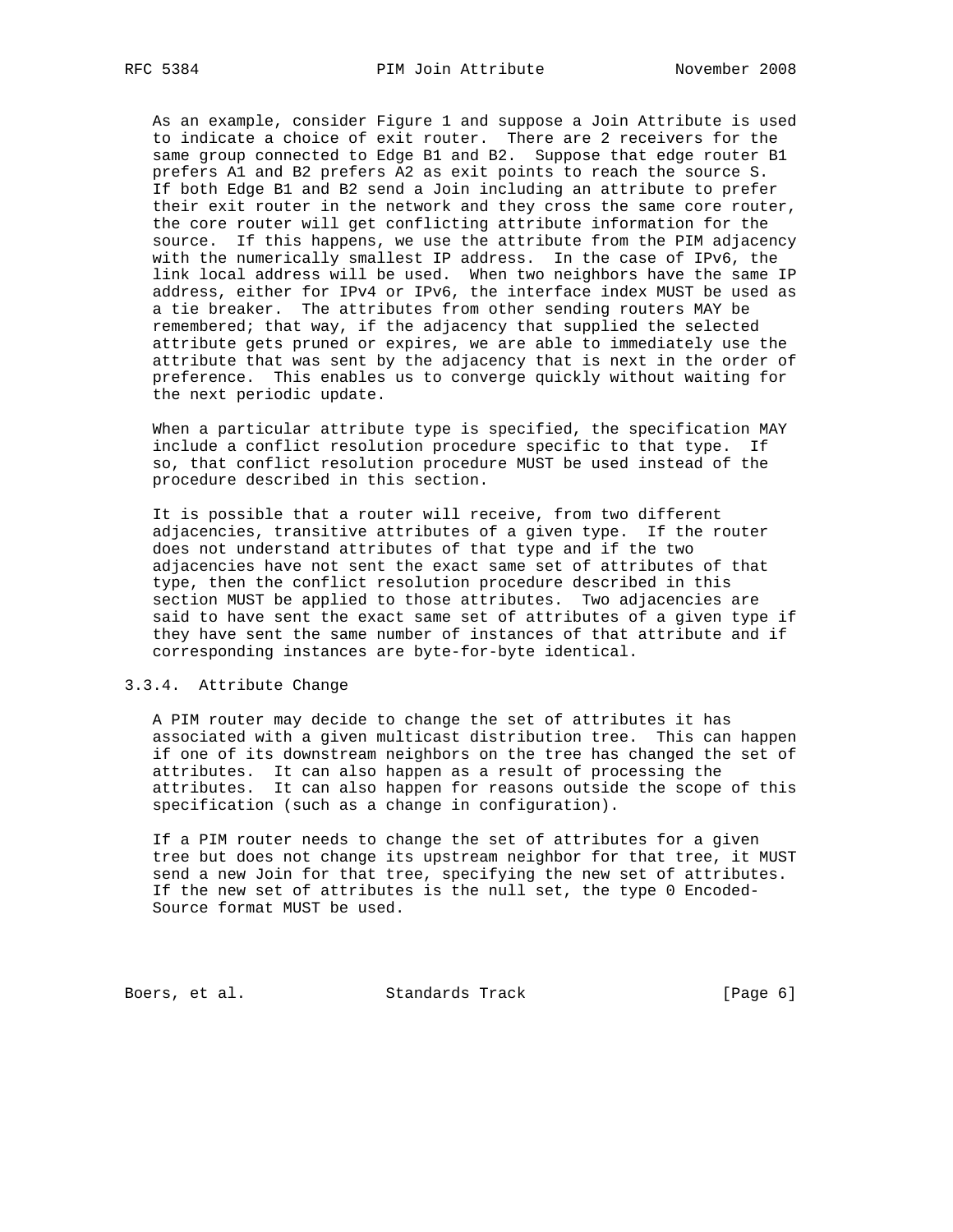As an example, consider Figure 1 and suppose a Join Attribute is used to indicate a choice of exit router. There are 2 receivers for the same group connected to Edge B1 and B2. Suppose that edge router B1 prefers A1 and B2 prefers A2 as exit points to reach the source S. If both Edge B1 and B2 send a Join including an attribute to prefer their exit router in the network and they cross the same core router, the core router will get conflicting attribute information for the source. If this happens, we use the attribute from the PIM adjacency with the numerically smallest IP address. In the case of IPv6, the link local address will be used. When two neighbors have the same IP address, either for IPv4 or IPv6, the interface index MUST be used as a tie breaker. The attributes from other sending routers MAY be remembered; that way, if the adjacency that supplied the selected attribute gets pruned or expires, we are able to immediately use the attribute that was sent by the adjacency that is next in the order of preference. This enables us to converge quickly without waiting for the next periodic update.

When a particular attribute type is specified, the specification MAY include a conflict resolution procedure specific to that type. If so, that conflict resolution procedure MUST be used instead of the procedure described in this section.

It is possible that a router will receive, from two different adjacencies, transitive attributes of a given type. If the router does not understand attributes of that type and if the two adjacencies have not sent the exact same set of attributes of that type, then the conflict resolution procedure described in this section MUST be applied to those attributes. Two adjacencies are said to have sent the exact same set of attributes of a given type if they have sent the same number of instances of that attribute and if corresponding instances are byte-for-byte identical.

### 3.3.4. Attribute Change

A PIM router may decide to change the set of attributes it has associated with a given multicast distribution tree. This can happen if one of its downstream neighbors on the tree has changed the set of attributes. It can also happen as a result of processing the attributes. It can also happen for reasons outside the scope of this specification (such as a change in configuration).

If a PIM router needs to change the set of attributes for a given tree but does not change its upstream neighbor for that tree, it MUST send a new Join for that tree, specifying the new set of attributes. If the new set of attributes is the null set, the type 0 Encoded-Source format MUST be used.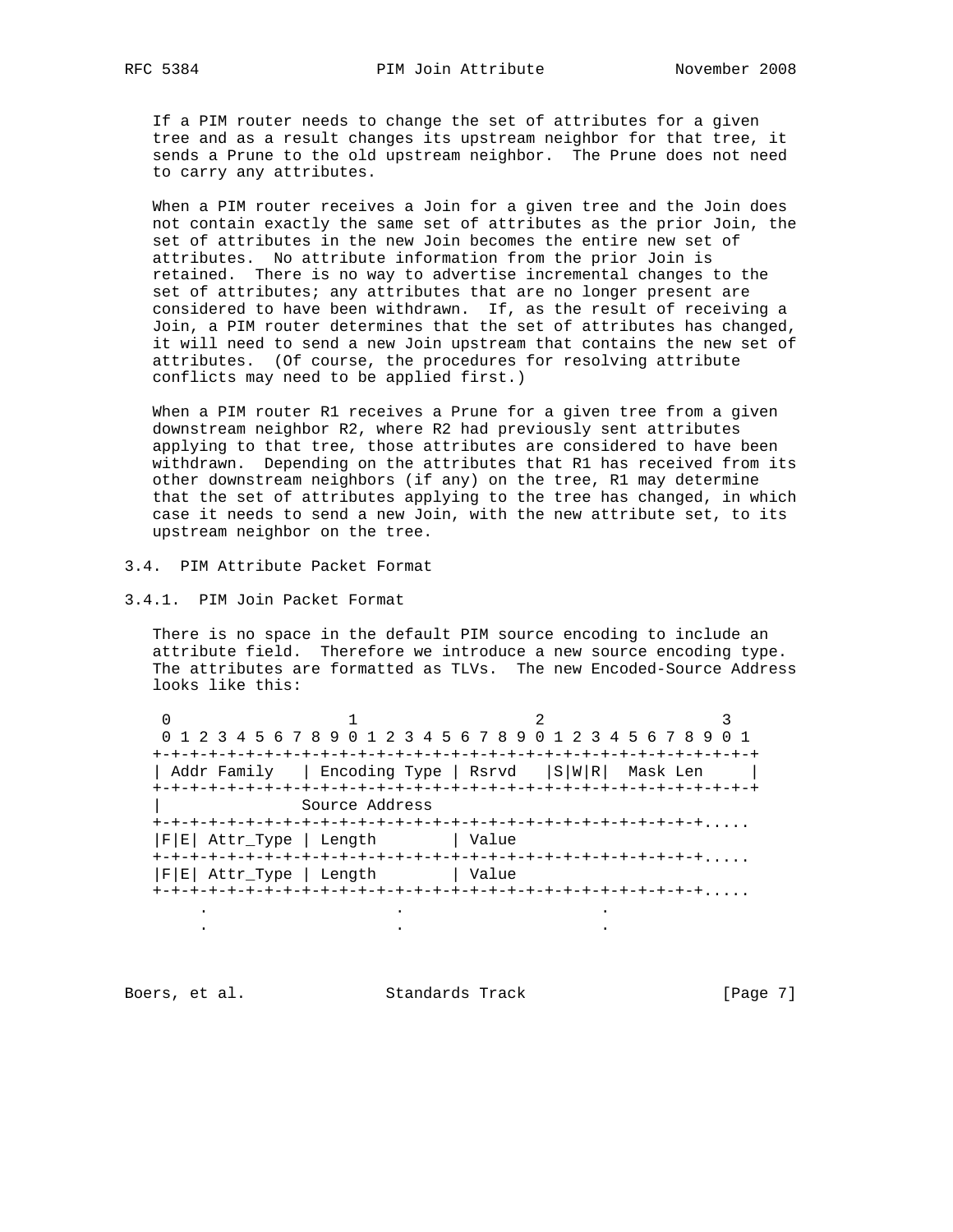If a PIM router needs to change the set of attributes for a given tree and as a result changes its upstream neighbor for that tree, it sends a Prune to the old upstream neighbor. The Prune does not need to carry any attributes.

When a PIM router receives a Join for a given tree and the Join does not contain exactly the same set of attributes as the prior Join, the set of attributes in the new Join becomes the entire new set of attributes. No attribute information from the prior Join is retained. There is no way to advertise incremental changes to the set of attributes; any attributes that are no longer present are considered to have been withdrawn. If, as the result of receiving a Join, a PIM router determines that the set of attributes has changed, it will need to send a new Join upstream that contains the new set of attributes. (Of course, the procedures for resolving attribute conflicts may need to be applied first.)

When a PIM router R1 receives a Prune for a given tree from a given downstream neighbor R2, where R2 had previously sent attributes applying to that tree, those attributes are considered to have been withdrawn. Depending on the attributes that R1 has received from its other downstream neighbors (if any) on the tree, R1 may determine that the set of attributes applying to the tree has changed, in which case it needs to send a new Join, with the new attribute set, to its upstream neighbor on the tree.

### 3.4. PIM Attribute Packet Format

#### 3.4.1. PIM Join Packet Format

There is no space in the default PIM source encoding to include an attribute field. Therefore we introduce a new source encoding type. The attributes are formatted as TLVs. The new Encoded-Source Address looks like this:

```
 0                   1                   2                   3
 0 1 2 3 4 5 6 7 8 9 0 1 2 3 4 5 6 7 8 9 0 1 2 3 4 5 6 7 8 9 0 1
+-+-+-+-+-+-+-+-+-+-+-+-+-+-+-+-+-+-+-+-+-+-+-+-+-+-+-+-+-+-+-+-+
| Addr Family   | Encoding Type | Rsrvd   |S|W|R|  Mask Len     |
+-+-+-+-+-+-+-+-+-+-+-+-+-+-+-+-+-+-+-+-+-+-+-+-+-+-+-+-+-+-+-+-+
|               Source Address
+-+-+-+-+-+-+-+-+-+-+-+-+-+-+-+-+-+-+-+-+-+-+-+-+-+-+-+-+-+-+-+.....
|F|E| Attr_Type | Length        | Value
+-+-+-+-+-+-+-+-+-+-+-+-+-+-+-+-+-+-+-+-+-+-+-+-+-+-+-+-+-+-+-+.....
|F|E| Attr_Type | Length        | Value
+-+-+-+-+-+-+-+-+-+-+-+-+-+-+-+-+-+-+-+-+-+-+-+-+-+-+-+-+-+-+-+.....
     .                   .                    .
     .                   .                    .
```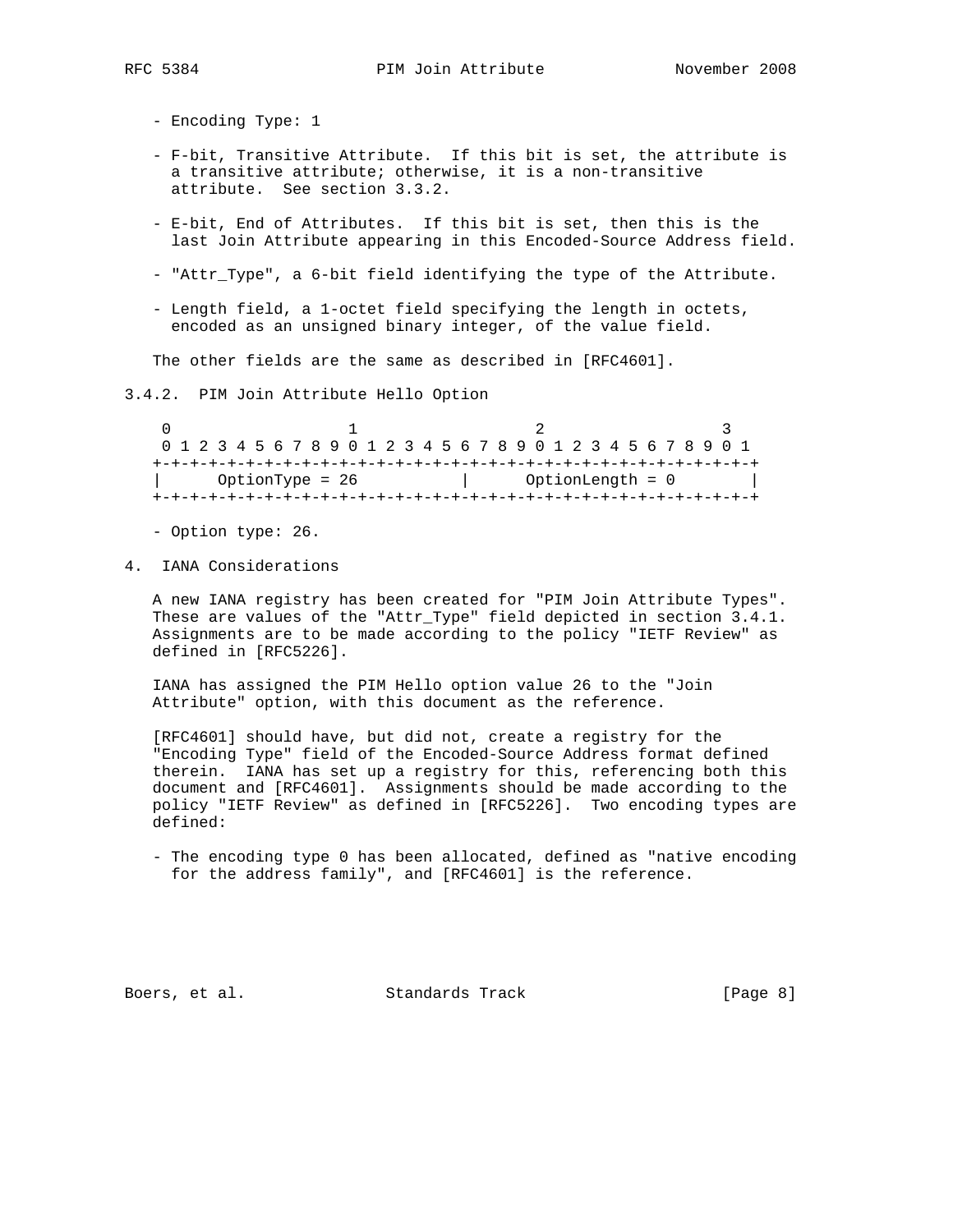- Encoding Type: 1

- F-bit, Transitive Attribute. If this bit is set, the attribute is a transitive attribute; otherwise, it is a non-transitive attribute. See section 3.3.2.

- E-bit, End of Attributes. If this bit is set, then this is the last Join Attribute appearing in this Encoded-Source Address field.

- "Attr_Type", a 6-bit field identifying the type of the Attribute.

- Length field, a 1-octet field specifying the length in octets, encoded as an unsigned binary integer, of the value field.

The other fields are the same as described in [RFC4601].

### 3.4.2. PIM Join Attribute Hello Option

```
 0                   1                   2                   3
 0 1 2 3 4 5 6 7 8 9 0 1 2 3 4 5 6 7 8 9 0 1 2 3 4 5 6 7 8 9 0 1
+-+-+-+-+-+-+-+-+-+-+-+-+-+-+-+-+-+-+-+-+-+-+-+-+-+-+-+-+-+-+-+-+
|      OptionType = 26          |      OptionLength = 0         |
+-+-+-+-+-+-+-+-+-+-+-+-+-+-+-+-+-+-+-+-+-+-+-+-+-+-+-+-+-+-+-+-+
```

- Option type: 26.

## 4. IANA Considerations

A new IANA registry has been created for "PIM Join Attribute Types". These are values of the "Attr_Type" field depicted in section 3.4.1. Assignments are to be made according to the policy "IETF Review" as defined in [RFC5226].

IANA has assigned the PIM Hello option value 26 to the "Join Attribute" option, with this document as the reference.

[RFC4601] should have, but did not, create a registry for the "Encoding Type" field of the Encoded-Source Address format defined therein. IANA has set up a registry for this, referencing both this document and [RFC4601]. Assignments should be made according to the policy "IETF Review" as defined in [RFC5226]. Two encoding types are defined:

- The encoding type 0 has been allocated, defined as "native encoding for the address family", and [RFC4601] is the reference.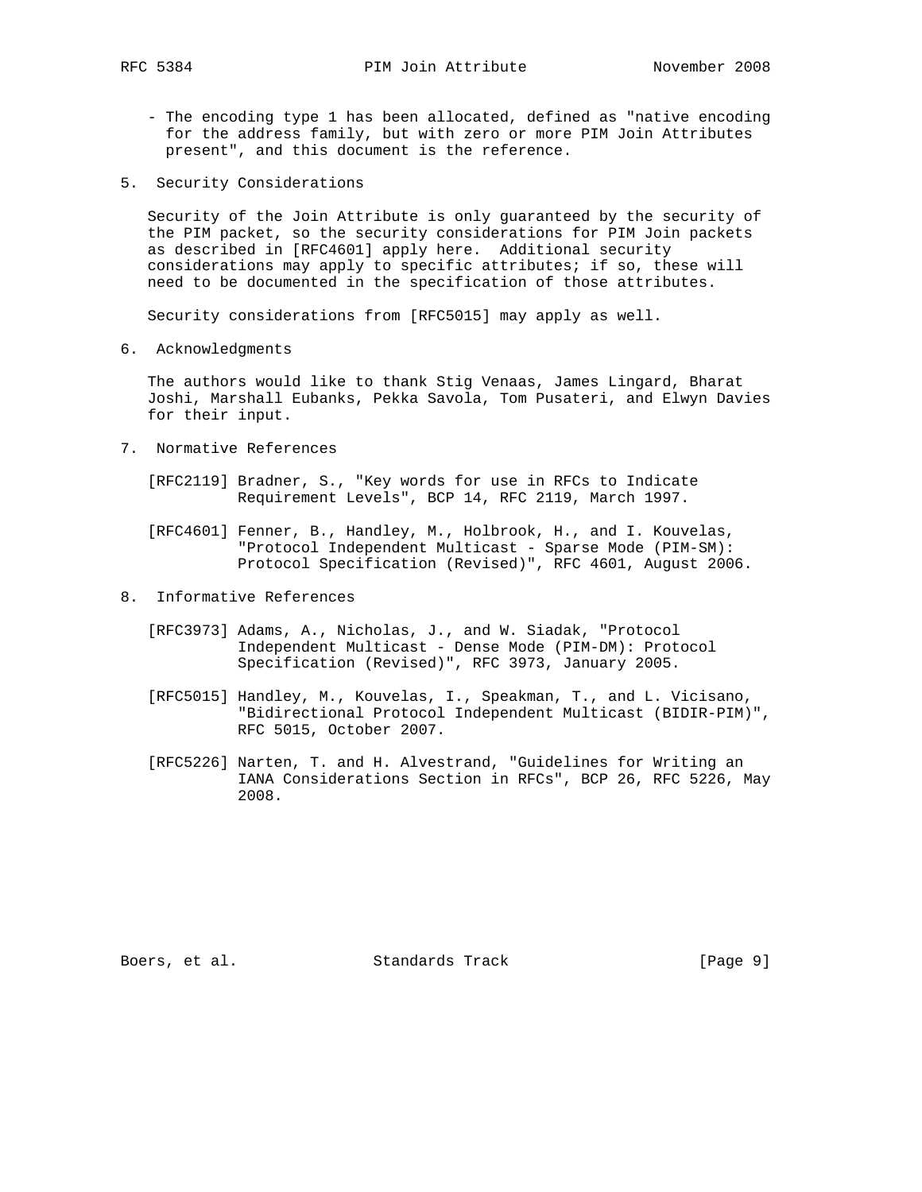- The encoding type 1 has been allocated, defined as "native encoding for the address family, but with zero or more PIM Join Attributes present", and this document is the reference.

## 5. Security Considerations

Security of the Join Attribute is only guaranteed by the security of the PIM packet, so the security considerations for PIM Join packets as described in [RFC4601] apply here. Additional security considerations may apply to specific attributes; if so, these will need to be documented in the specification of those attributes.

Security considerations from [RFC5015] may apply as well.

## 6. Acknowledgments

The authors would like to thank Stig Venaas, James Lingard, Bharat Joshi, Marshall Eubanks, Pekka Savola, Tom Pusateri, and Elwyn Davies for their input.

## 7. Normative References

[RFC2119] Bradner, S., "Key words for use in RFCs to Indicate Requirement Levels", BCP 14, RFC 2119, March 1997.

[RFC4601] Fenner, B., Handley, M., Holbrook, H., and I. Kouvelas, "Protocol Independent Multicast - Sparse Mode (PIM-SM): Protocol Specification (Revised)", RFC 4601, August 2006.

## 8. Informative References

[RFC3973] Adams, A., Nicholas, J., and W. Siadak, "Protocol Independent Multicast - Dense Mode (PIM-DM): Protocol Specification (Revised)", RFC 3973, January 2005.

[RFC5015] Handley, M., Kouvelas, I., Speakman, T., and L. Vicisano, "Bidirectional Protocol Independent Multicast (BIDIR-PIM)", RFC 5015, October 2007.

[RFC5226] Narten, T. and H. Alvestrand, "Guidelines for Writing an IANA Considerations Section in RFCs", BCP 26, RFC 5226, May 2008.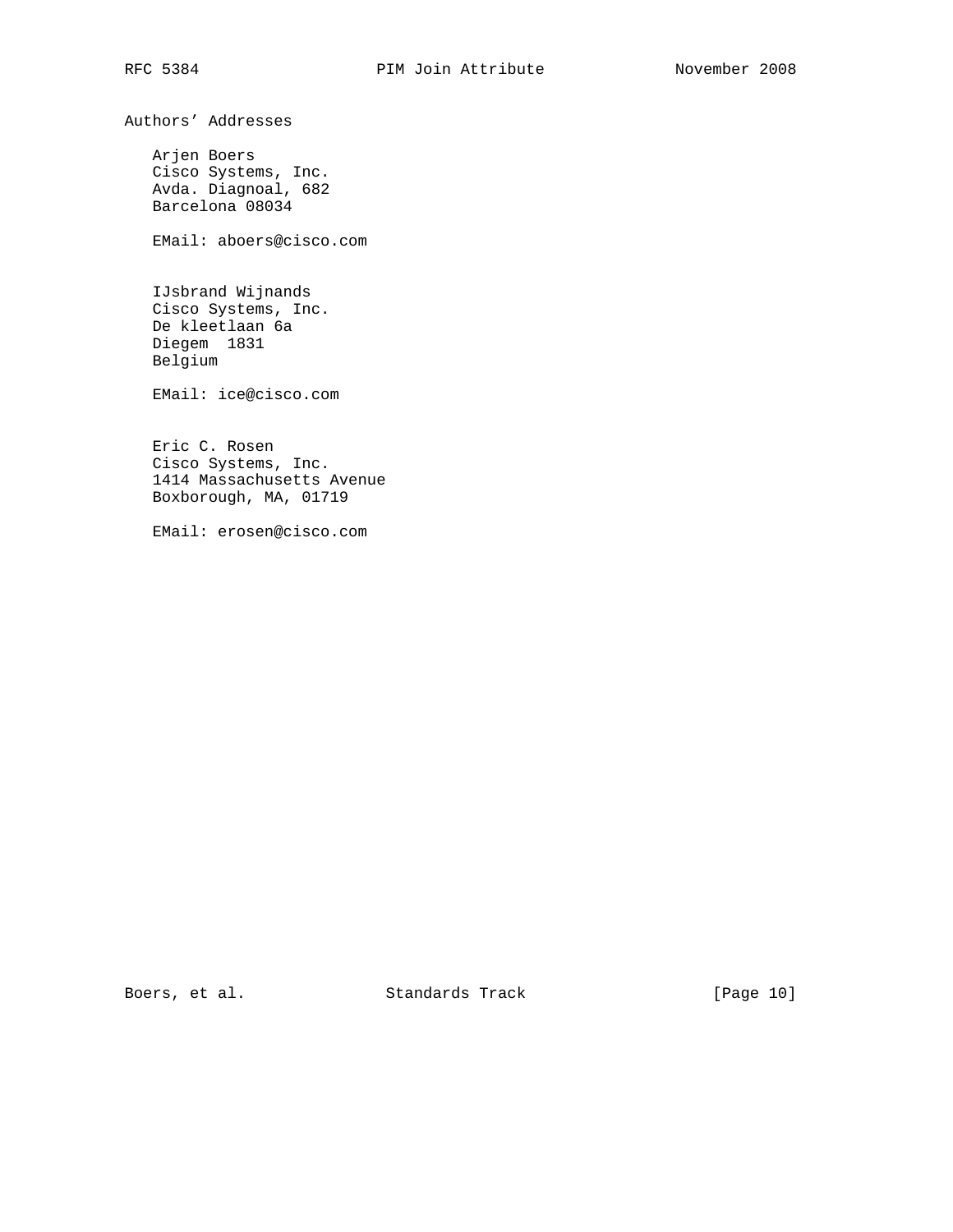## Authors' Addresses

Arjen Boers
Cisco Systems, Inc.
Avda. Diagnoal, 682
Barcelona 08034

EMail: aboers@cisco.com

IJsbrand Wijnands
Cisco Systems, Inc.
De kleetlaan 6a
Diegem  1831
Belgium

EMail: ice@cisco.com

Eric C. Rosen
Cisco Systems, Inc.
1414 Massachusetts Avenue
Boxborough, MA, 01719

EMail: erosen@cisco.com